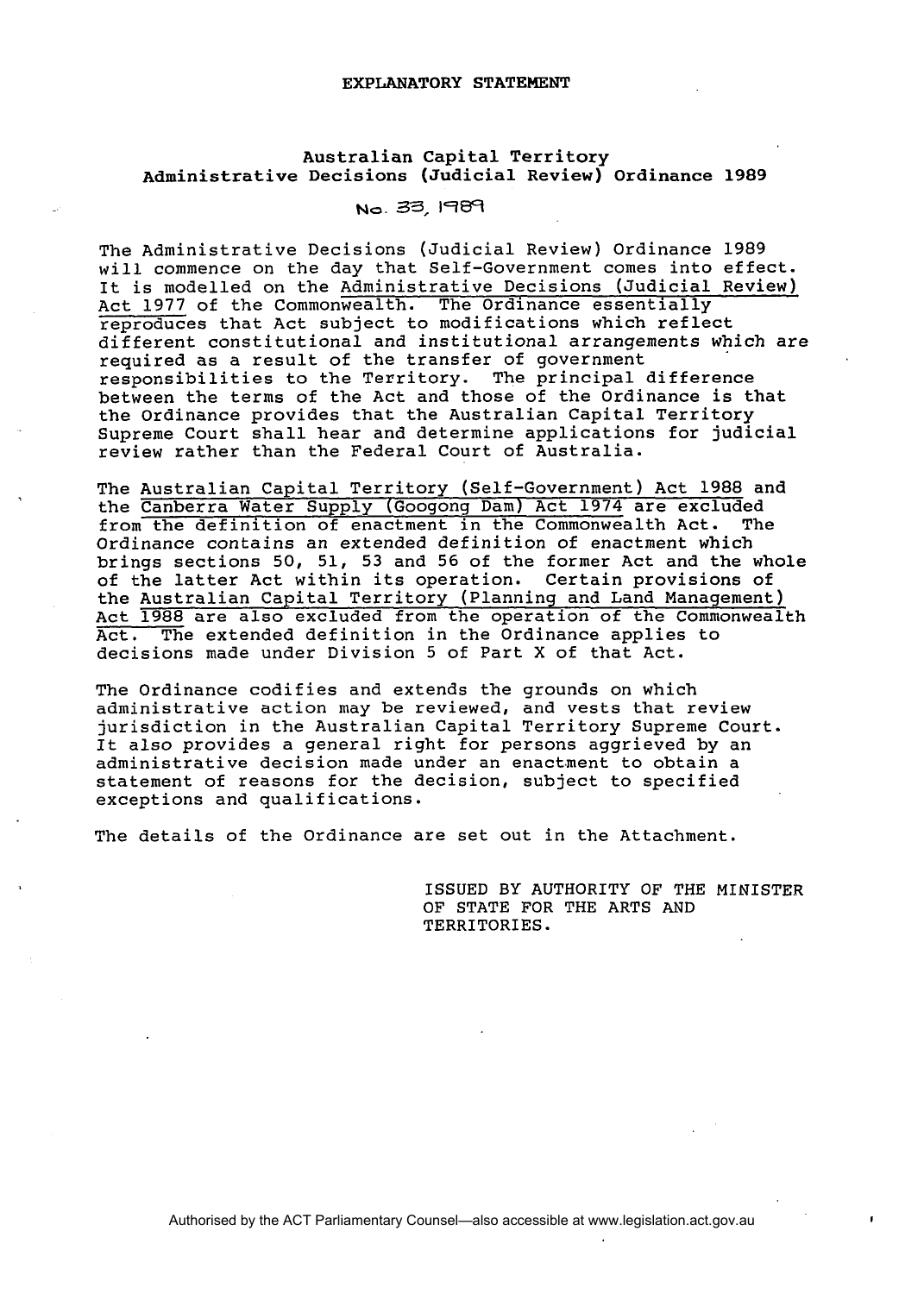# EXPLANATORY STATEMENT

## Australian Capital Territory
## Administrative Decisions (Judicial Review) Ordinance 1989

No. 33, 1989

The Administrative Decisions (Judicial Review) Ordinance 1989 will commence on the day that Self-Government comes into effect. It is modelled on the Administrative Decisions (Judicial Review) Act 1977 of the Commonwealth. The Ordinance essentially reproduces that Act subject to modifications which reflect different constitutional and institutional arrangements which are required as a result of the transfer of government responsibilities to the Territory. The principal difference between the terms of the Act and those of the Ordinance is that the Ordinance provides that the Australian Capital Territory Supreme Court shall hear and determine applications for judicial review rather than the Federal Court of Australia.

The Australian Capital Territory (Self-Government) Act 1988 and the Canberra Water Supply (Googong Dam) Act 1974 are excluded from the definition of enactment in the Commonwealth Act. The Ordinance contains an extended definition of enactment which brings sections 50, 51, 53 and 56 of the former Act and the whole of the latter Act within its operation. Certain provisions of the Australian Capital Territory (Planning and Land Management) Act 1988 are also excluded from the operation of the Commonwealth Act. The extended definition in the Ordinance applies to decisions made under Division 5 of Part X of that Act.

The Ordinance codifies and extends the grounds on which administrative action may be reviewed, and vests that review jurisdiction in the Australian Capital Territory Supreme Court. It also provides a general right for persons aggrieved by an administrative decision made under an enactment to obtain a statement of reasons for the decision, subject to specified exceptions and qualifications.

The details of the Ordinance are set out in the Attachment.

ISSUED BY AUTHORITY OF THE MINISTER OF STATE FOR THE ARTS AND TERRITORIES.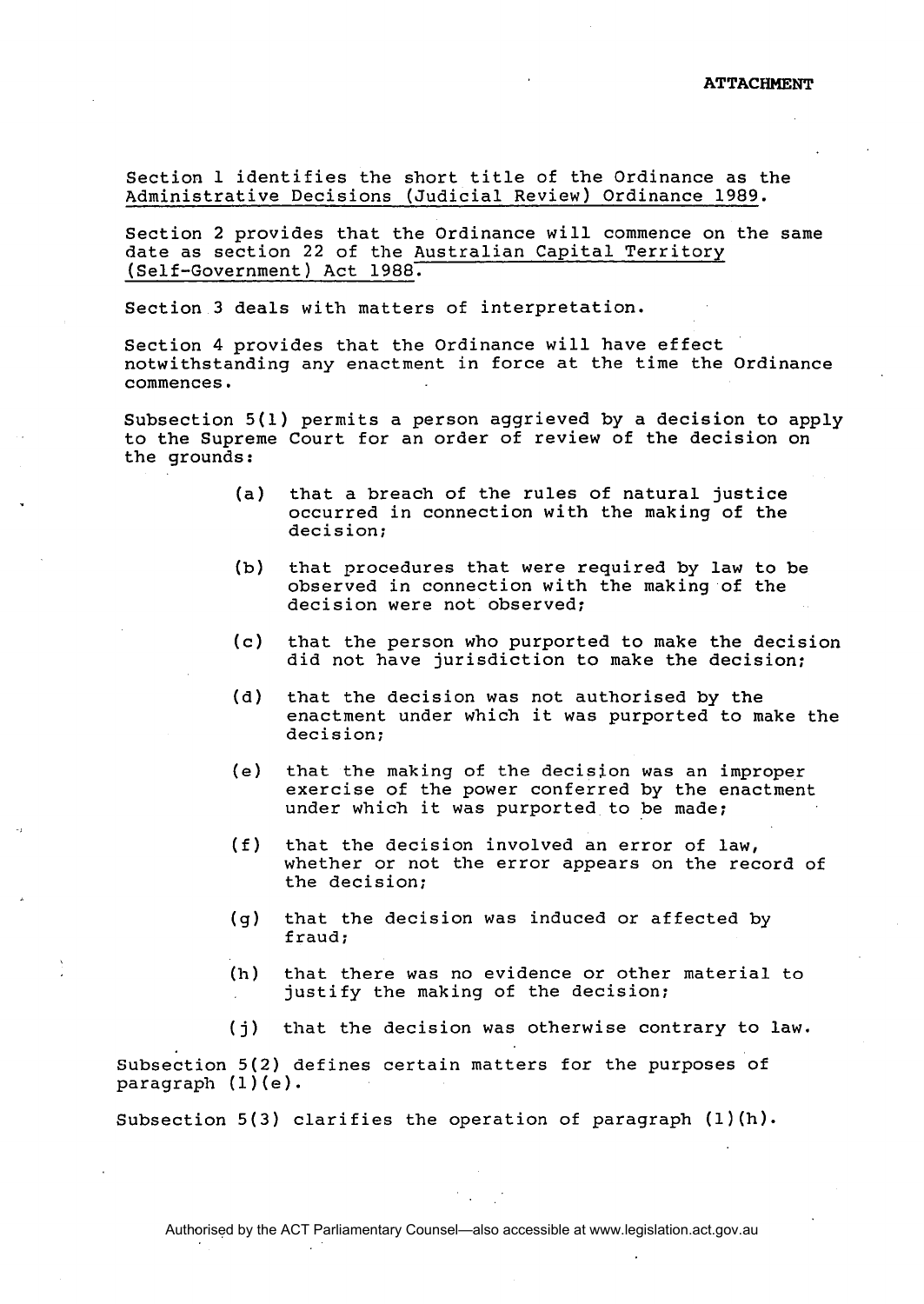**ATTACHMENT**

Section 1 identifies the short title of the Ordinance as the Administrative Decisions (Judicial Review) Ordinance 1989.

Section 2 provides that the Ordinance will commence on the same date as section 22 of the Australian Capital Territory (Self-Government) Act 1988.

Section 3 deals with matters of interpretation.

Section 4 provides that the Ordinance will have effect notwithstanding any enactment in force at the time the Ordinance commences.

Subsection 5(1) permits a person aggrieved by a decision to apply to the Supreme Court for an order of review of the decision on the grounds:

- (a) that a breach of the rules of natural justice occurred in connection with the making of the decision;
- (b) that procedures that were required by law to be observed in connection with the making of the decision were not observed;
- (c) that the person who purported to make the decision did not have jurisdiction to make the decision;
- (d) that the decision was not authorised by the enactment under which it was purported to make the decision;
- (e) that the making of the decision was an improper exercise of the power conferred by the enactment under which it was purported to be made;
- (f) that the decision involved an error of law, whether or not the error appears on the record of the decision;
- (g) that the decision was induced or affected by fraud;
- (h) that there was no evidence or other material to justify the making of the decision;
- (j) that the decision was otherwise contrary to law.

Subsection 5(2) defines certain matters for the purposes of paragraph (1)(e).

Subsection 5(3) clarifies the operation of paragraph (1)(h).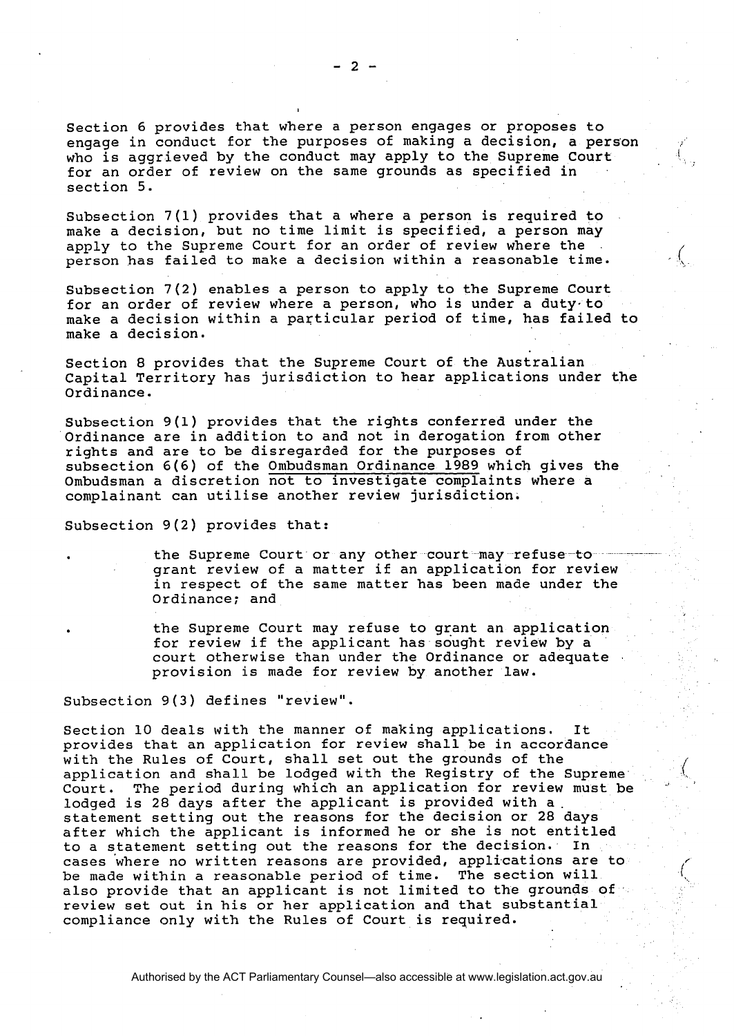Section 6 provides that where a person engages or proposes to engage in conduct for the purposes of making a decision, a person who is aggrieved by the conduct may apply to the Supreme Court for an order of review on the same grounds as specified in section 5.

Subsection 7(1) provides that a where a person is required to make a decision, but no time limit is specified, a person may apply to the Supreme Court for an order of review where the person has failed to make a decision within a reasonable time.

Subsection 7(2) enables a person to apply to the Supreme Court for an order of review where a person, who is under a duty to make a decision within a particular period of time, has failed to make a decision.

Section 8 provides that the Supreme Court of the Australian Capital Territory has jurisdiction to hear applications under the Ordinance.

Subsection 9(1) provides that the rights conferred under the Ordinance are in addition to and not in derogation from other rights and are to be disregarded for the purposes of subsection 6(6) of the Ombudsman Ordinance 1989 which gives the Ombudsman a discretion not to investigate complaints where a complainant can utilise another review jurisdiction.

Subsection 9(2) provides that:

- the Supreme Court or any other court may refuse to grant review of a matter if an application for review in respect of the same matter has been made under the Ordinance; and
- the Supreme Court may refuse to grant an application for review if the applicant has sought review by a court otherwise than under the Ordinance or adequate provision is made for review by another law.

Subsection 9(3) defines "review".

Section 10 deals with the manner of making applications. It provides that an application for review shall be in accordance with the Rules of Court, shall set out the grounds of the application and shall be lodged with the Registry of the Supreme Court. The period during which an application for review must be lodged is 28 days after the applicant is provided with a statement setting out the reasons for the decision or 28 days after which the applicant is informed he or she is not entitled to a statement setting out the reasons for the decision. In cases where no written reasons are provided, applications are to be made within a reasonable period of time. The section will also provide that an applicant is not limited to the grounds of review set out in his or her application and that substantial compliance only with the Rules of Court is required.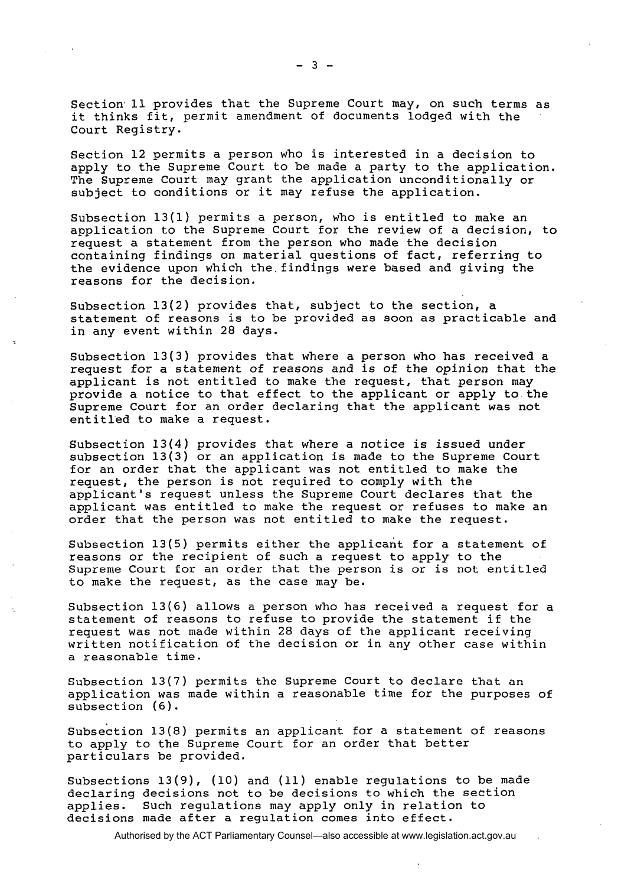Section 11 provides that the Supreme Court may, on such terms as it thinks fit, permit amendment of documents lodged with the Court Registry.

Section 12 permits a person who is interested in a decision to apply to the Supreme Court to be made a party to the application. The Supreme Court may grant the application unconditionally or subject to conditions or it may refuse the application.

Subsection 13(1) permits a person, who is entitled to make an application to the Supreme Court for the review of a decision, to request a statement from the person who made the decision containing findings on material questions of fact, referring to the evidence upon which the findings were based and giving the reasons for the decision.

Subsection 13(2) provides that, subject to the section, a statement of reasons is to be provided as soon as practicable and in any event within 28 days.

Subsection 13(3) provides that where a person who has received a request for a statement of reasons and is of the opinion that the applicant is not entitled to make the request, that person may provide a notice to that effect to the applicant or apply to the Supreme Court for an order declaring that the applicant was not entitled to make a request.

Subsection 13(4) provides that where a notice is issued under subsection 13(3) or an application is made to the Supreme Court for an order that the applicant was not entitled to make the request, the person is not required to comply with the applicant's request unless the Supreme Court declares that the applicant was entitled to make the request or refuses to make an order that the person was not entitled to make the request.

Subsection 13(5) permits either the applicant for a statement of reasons or the recipient of such a request to apply to the Supreme Court for an order that the person is or is not entitled to make the request, as the case may be.

Subsection 13(6) allows a person who has received a request for a statement of reasons to refuse to provide the statement if the request was not made within 28 days of the applicant receiving written notification of the decision or in any other case within a reasonable time.

Subsection 13(7) permits the Supreme Court to declare that an application was made within a reasonable time for the purposes of subsection (6).

Subsection 13(8) permits an applicant for a statement of reasons to apply to the Supreme Court for an order that better particulars be provided.

Subsections 13(9), (10) and (11) enable regulations to be made declaring decisions not to be decisions to which the section applies. Such regulations may apply only in relation to decisions made after a regulation comes into effect.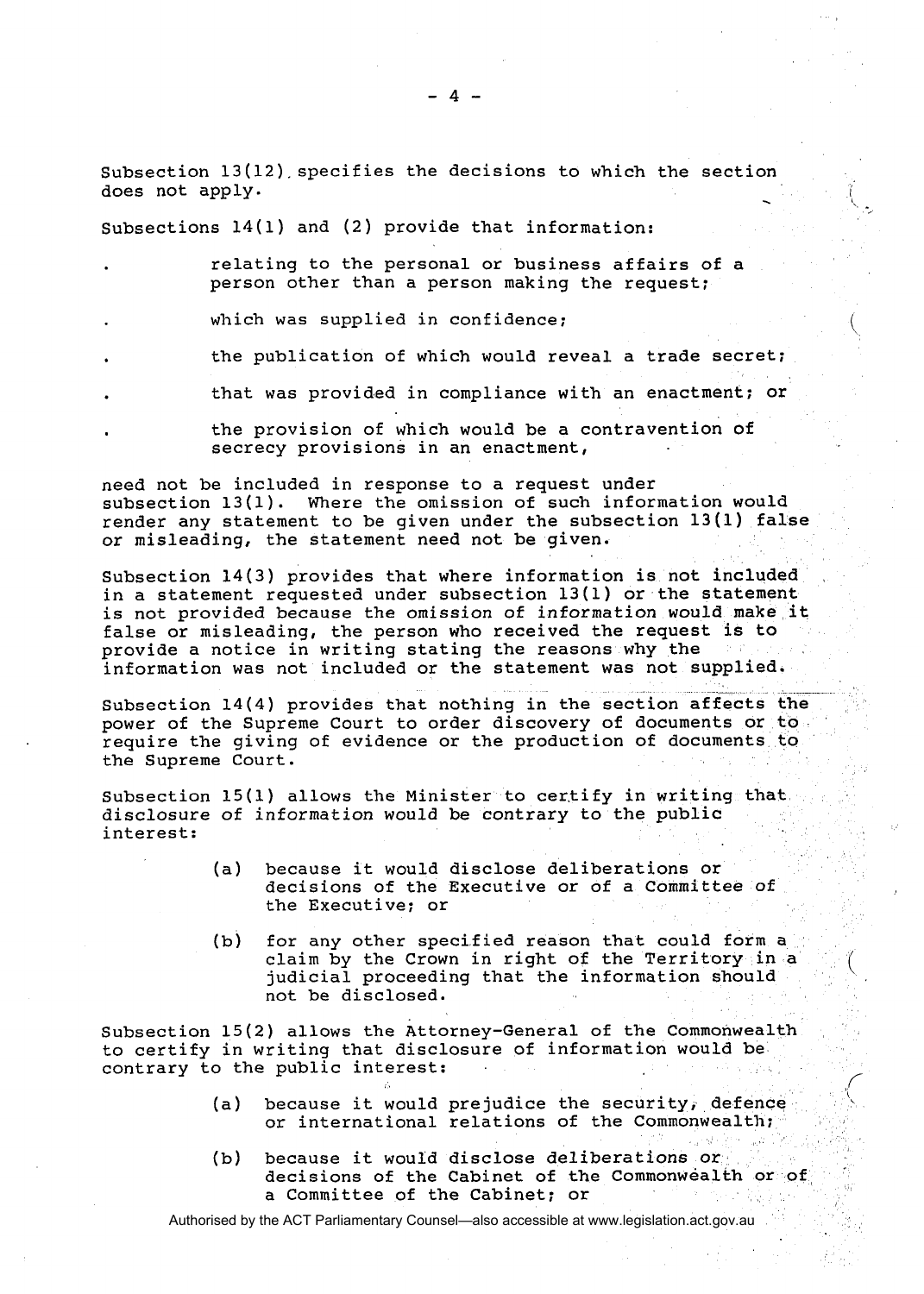Subsection 13(12) specifies the decisions to which the section does not apply.

Subsections 14(1) and (2) provide that information:

- relating to the personal or business affairs of a person other than a person making the request;
- which was supplied in confidence;
- the publication of which would reveal a trade secret;
- that was provided in compliance with an enactment; or
- the provision of which would be a contravention of secrecy provisions in an enactment,

need not be included in response to a request under subsection 13(1). Where the omission of such information would render any statement to be given under the subsection 13(1) false or misleading, the statement need not be given.

Subsection 14(3) provides that where information is not included in a statement requested under subsection 13(1) or the statement is not provided because the omission of information would make it false or misleading, the person who received the request is to provide a notice in writing stating the reasons why the information was not included or the statement was not supplied.

Subsection 14(4) provides that nothing in the section affects the power of the Supreme Court to order discovery of documents or to require the giving of evidence or the production of documents to the Supreme Court.

Subsection 15(1) allows the Minister to certify in writing that disclosure of information would be contrary to the public interest:

(a) because it would disclose deliberations or decisions of the Executive or of a Committee of the Executive; or

(b) for any other specified reason that could form a claim by the Crown in right of the Territory in a judicial proceeding that the information should not be disclosed.

Subsection 15(2) allows the Attorney-General of the Commonwealth to certify in writing that disclosure of information would be contrary to the public interest:

(a) because it would prejudice the security, defence or international relations of the Commonwealth;

(b) because it would disclose deliberations or decisions of the Cabinet of the Commonwealth or of a Committee of the Cabinet; or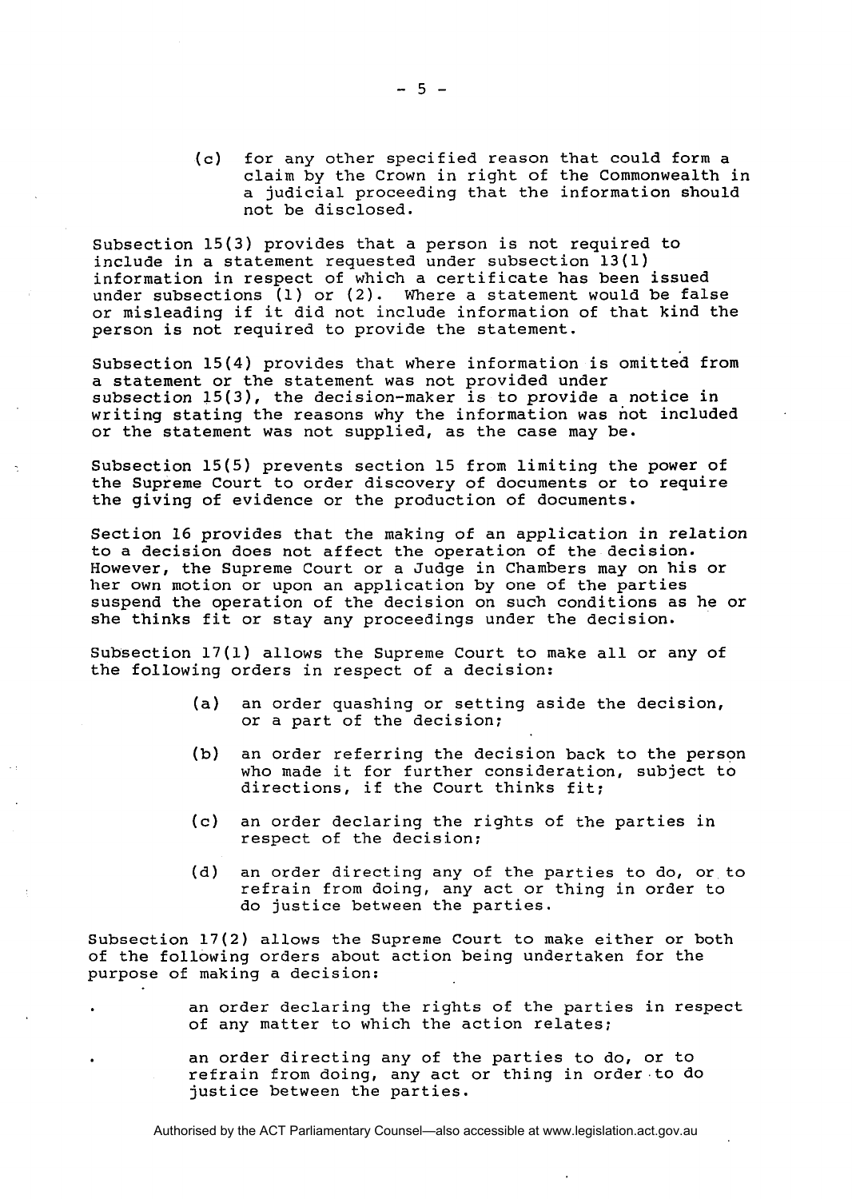(c) for any other specified reason that could form a claim by the Crown in right of the Commonwealth in a judicial proceeding that the information should not be disclosed.

Subsection 15(3) provides that a person is not required to include in a statement requested under subsection 13(1) information in respect of which a certificate has been issued under subsections (1) or (2). Where a statement would be false or misleading if it did not include information of that kind the person is not required to provide the statement.

Subsection 15(4) provides that where information is omitted from a statement or the statement was not provided under subsection 15(3), the decision-maker is to provide a notice in writing stating the reasons why the information was not included or the statement was not supplied, as the case may be.

Subsection 15(5) prevents section 15 from limiting the power of the Supreme Court to order discovery of documents or to require the giving of evidence or the production of documents.

Section 16 provides that the making of an application in relation to a decision does not affect the operation of the decision. However, the Supreme Court or a Judge in Chambers may on his or her own motion or upon an application by one of the parties suspend the operation of the decision on such conditions as he or she thinks fit or stay any proceedings under the decision.

Subsection 17(1) allows the Supreme Court to make all or any of the following orders in respect of a decision:

(a) an order quashing or setting aside the decision, or a part of the decision;

(b) an order referring the decision back to the person who made it for further consideration, subject to directions, if the Court thinks fit;

(c) an order declaring the rights of the parties in respect of the decision;

(d) an order directing any of the parties to do, or to refrain from doing, any act or thing in order to do justice between the parties.

Subsection 17(2) allows the Supreme Court to make either or both of the following orders about action being undertaken for the purpose of making a decision:

- an order declaring the rights of the parties in respect of any matter to which the action relates;
- an order directing any of the parties to do, or to refrain from doing, any act or thing in order to do justice between the parties.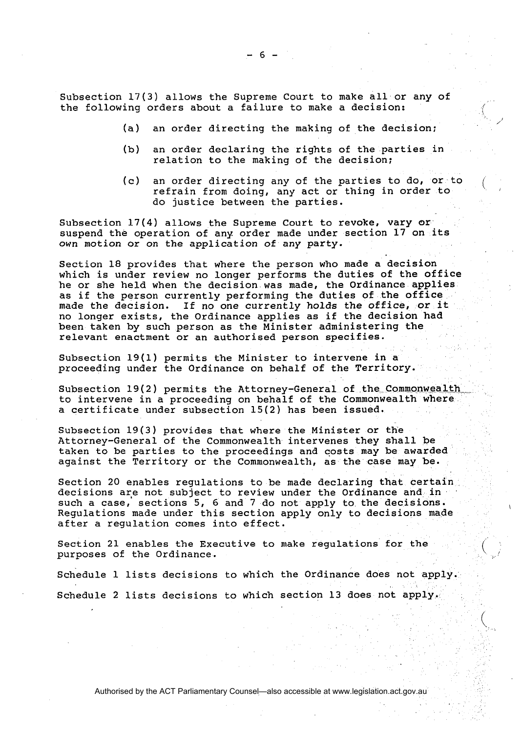Subsection 17(3) allows the Supreme Court to make all or any of the following orders about a failure to make a decision:

(a) an order directing the making of the decision;

(b) an order declaring the rights of the parties in relation to the making of the decision;

(c) an order directing any of the parties to do, or to refrain from doing, any act or thing in order to do justice between the parties.

Subsection 17(4) allows the Supreme Court to revoke, vary or suspend the operation of any order made under section 17 on its own motion or on the application of any party.

Section 18 provides that where the person who made a decision which is under review no longer performs the duties of the office he or she held when the decision was made, the Ordinance applies as if the person currently performing the duties of the office made the decision. If no one currently holds the office, or it no longer exists, the Ordinance applies as if the decision had been taken by such person as the Minister administering the relevant enactment or an authorised person specifies.

Subsection 19(1) permits the Minister to intervene in a proceeding under the Ordinance on behalf of the Territory.

Subsection 19(2) permits the Attorney-General of the Commonwealth to intervene in a proceeding on behalf of the Commonwealth where a certificate under subsection 15(2) has been issued.

Subsection 19(3) provides that where the Minister or the Attorney-General of the Commonwealth intervenes they shall be taken to be parties to the proceedings and costs may be awarded against the Territory or the Commonwealth, as the case may be.

Section 20 enables regulations to be made declaring that certain decisions are not subject to review under the Ordinance and in such a case, sections 5, 6 and 7 do not apply to the decisions. Regulations made under this section apply only to decisions made after a regulation comes into effect.

Section 21 enables the Executive to make regulations for the purposes of the Ordinance.

Schedule 1 lists decisions to which the Ordinance does not apply.

Schedule 2 lists decisions to which section 13 does not apply.